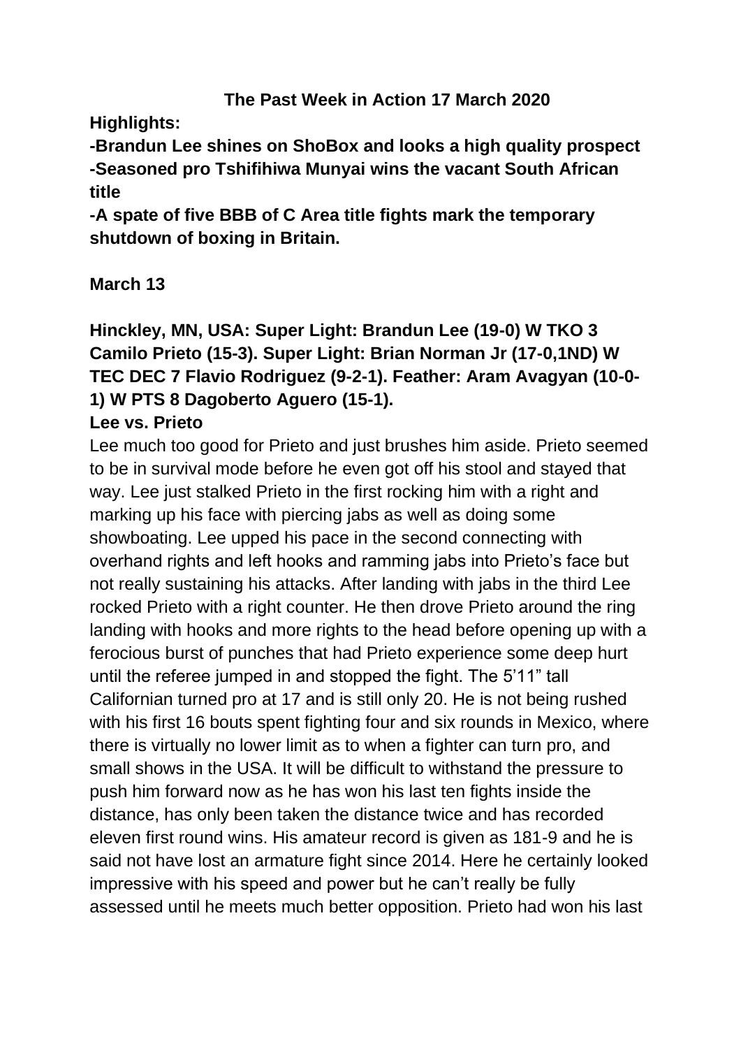# The Past Week in Action 17 March 2020

**Highlights:**

**-Brandun Lee shines on ShoBox and looks a high quality prospect**
**-Seasoned pro Tshifihiwa Munyai wins the vacant South African title**
**-A spate of five BBB of C Area title fights mark the temporary shutdown of boxing in Britain.**

## March 13

**Hinckley, MN, USA: Super Light: Brandun Lee (19-0) W TKO 3 Camilo Prieto (15-3). Super Light: Brian Norman Jr (17-0,1ND) W TEC DEC 7 Flavio Rodriguez (9-2-1). Feather: Aram Avagyan (10-0-1) W PTS 8 Dagoberto Aguero (15-1).**

**Lee vs. Prieto**

Lee much too good for Prieto and just brushes him aside. Prieto seemed to be in survival mode before he even got off his stool and stayed that way. Lee just stalked Prieto in the first rocking him with a right and marking up his face with piercing jabs as well as doing some showboating. Lee upped his pace in the second connecting with overhand rights and left hooks and ramming jabs into Prieto's face but not really sustaining his attacks. After landing with jabs in the third Lee rocked Prieto with a right counter. He then drove Prieto around the ring landing with hooks and more rights to the head before opening up with a ferocious burst of punches that had Prieto experience some deep hurt until the referee jumped in and stopped the fight. The 5'11" tall Californian turned pro at 17 and is still only 20. He is not being rushed with his first 16 bouts spent fighting four and six rounds in Mexico, where there is virtually no lower limit as to when a fighter can turn pro, and small shows in the USA. It will be difficult to withstand the pressure to push him forward now as he has won his last ten fights inside the distance, has only been taken the distance twice and has recorded eleven first round wins. His amateur record is given as 181-9 and he is said not have lost an armature fight since 2014. Here he certainly looked impressive with his speed and power but he can't really be fully assessed until he meets much better opposition. Prieto had won his last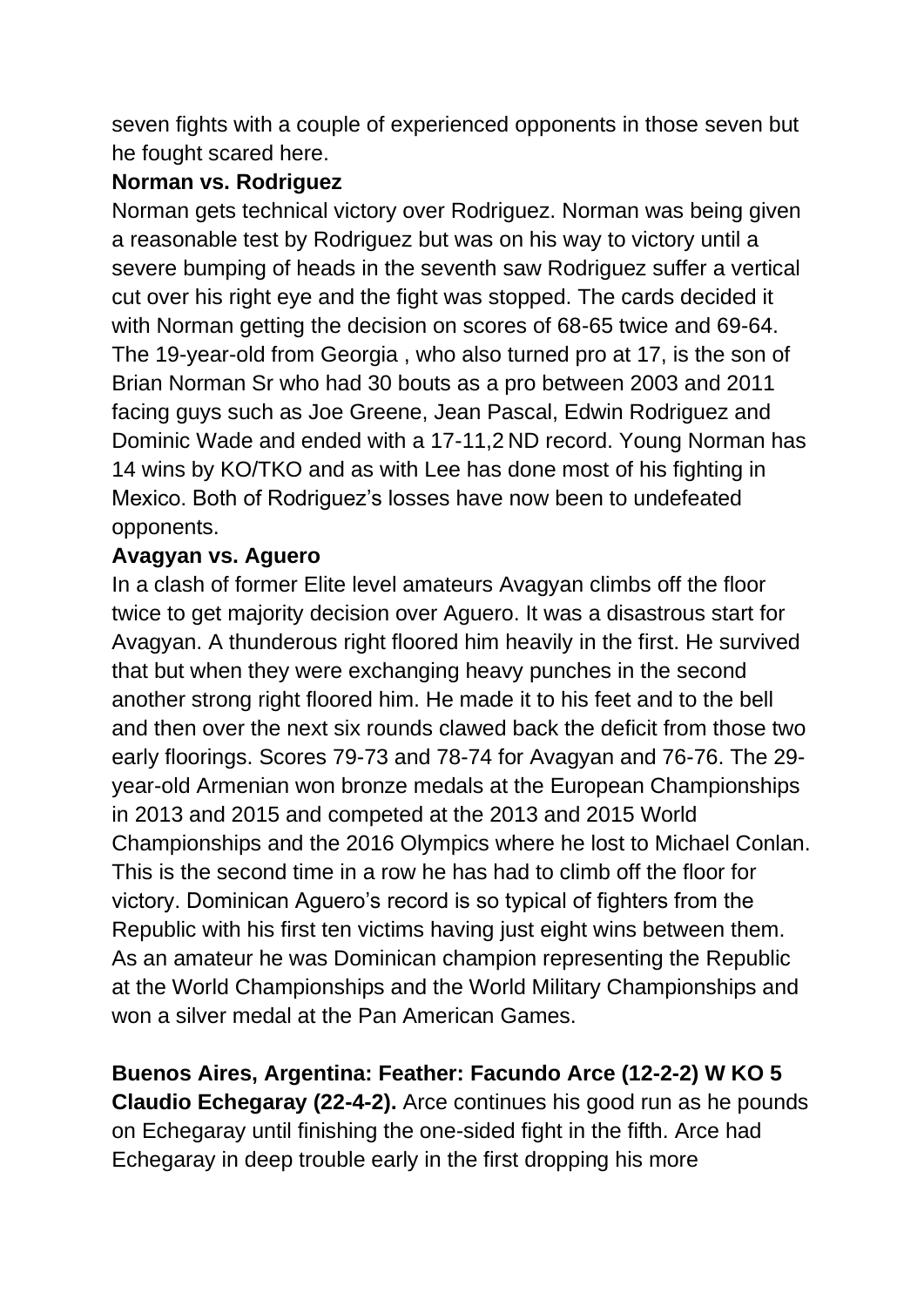seven fights with a couple of experienced opponents in those seven but he fought scared here.

**Norman vs. Rodriguez**

Norman gets technical victory over Rodriguez. Norman was being given a reasonable test by Rodriguez but was on his way to victory until a severe bumping of heads in the seventh saw Rodriguez suffer a vertical cut over his right eye and the fight was stopped. The cards decided it with Norman getting the decision on scores of 68-65 twice and 69-64. The 19-year-old from Georgia , who also turned pro at 17, is the son of Brian Norman Sr who had 30 bouts as a pro between 2003 and 2011 facing guys such as Joe Greene, Jean Pascal, Edwin Rodriguez and Dominic Wade and ended with a 17-11,2 ND record. Young Norman has 14 wins by KO/TKO and as with Lee has done most of his fighting in Mexico. Both of Rodriguez's losses have now been to undefeated opponents.

**Avagyan vs. Aguero**

In a clash of former Elite level amateurs Avagyan climbs off the floor twice to get majority decision over Aguero. It was a disastrous start for Avagyan. A thunderous right floored him heavily in the first. He survived that but when they were exchanging heavy punches in the second another strong right floored him. He made it to his feet and to the bell and then over the next six rounds clawed back the deficit from those two early floorings. Scores 79-73 and 78-74 for Avagyan and 76-76. The 29-year-old Armenian won bronze medals at the European Championships in 2013 and 2015 and competed at the 2013 and 2015 World Championships and the 2016 Olympics where he lost to Michael Conlan. This is the second time in a row he has had to climb off the floor for victory. Dominican Aguero's record is so typical of fighters from the Republic with his first ten victims having just eight wins between them. As an amateur he was Dominican champion representing the Republic at the World Championships and the World Military Championships and won a silver medal at the Pan American Games.

**Buenos Aires, Argentina: Feather: Facundo Arce (12-2-2) W KO 5 Claudio Echegaray (22-4-2).** Arce continues his good run as he pounds on Echegaray until finishing the one-sided fight in the fifth. Arce had Echegaray in deep trouble early in the first dropping his more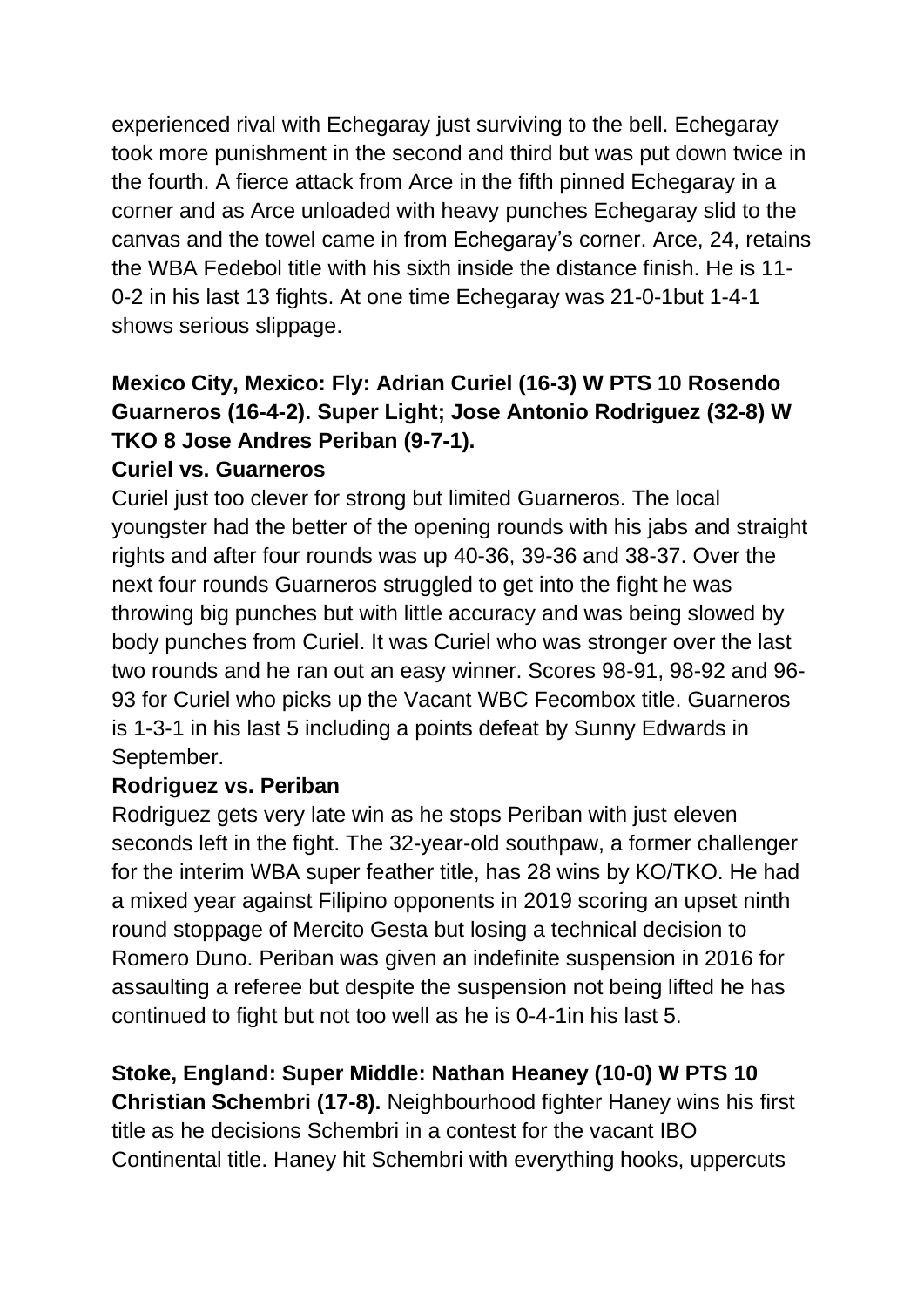experienced rival with Echegaray just surviving to the bell. Echegaray took more punishment in the second and third but was put down twice in the fourth. A fierce attack from Arce in the fifth pinned Echegaray in a corner and as Arce unloaded with heavy punches Echegaray slid to the canvas and the towel came in from Echegaray's corner. Arce, 24, retains the WBA Fedebol title with his sixth inside the distance finish. He is 11-0-2 in his last 13 fights. At one time Echegaray was 21-0-1but 1-4-1 shows serious slippage.

**Mexico City, Mexico: Fly: Adrian Curiel (16-3) W PTS 10 Rosendo Guarneros (16-4-2). Super Light; Jose Antonio Rodriguez (32-8) W TKO 8 Jose Andres Periban (9-7-1).**

**Curiel vs. Guarneros**

Curiel just too clever for strong but limited Guarneros. The local youngster had the better of the opening rounds with his jabs and straight rights and after four rounds was up 40-36, 39-36 and 38-37. Over the next four rounds Guarneros struggled to get into the fight he was throwing big punches but with little accuracy and was being slowed by body punches from Curiel. It was Curiel who was stronger over the last two rounds and he ran out an easy winner. Scores 98-91, 98-92 and 96-93 for Curiel who picks up the Vacant WBC Fecombox title. Guarneros is 1-3-1 in his last 5 including a points defeat by Sunny Edwards in September.

**Rodriguez vs. Periban**

Rodriguez gets very late win as he stops Periban with just eleven seconds left in the fight. The 32-year-old southpaw, a former challenger for the interim WBA super feather title, has 28 wins by KO/TKO. He had a mixed year against Filipino opponents in 2019 scoring an upset ninth round stoppage of Mercito Gesta but losing a technical decision to Romero Duno. Periban was given an indefinite suspension in 2016 for assaulting a referee but despite the suspension not being lifted he has continued to fight but not too well as he is 0-4-1in his last 5.

**Stoke, England: Super Middle: Nathan Heaney (10-0) W PTS 10 Christian Schembri (17-8).** Neighbourhood fighter Haney wins his first title as he decisions Schembri in a contest for the vacant IBO Continental title. Haney hit Schembri with everything hooks, uppercuts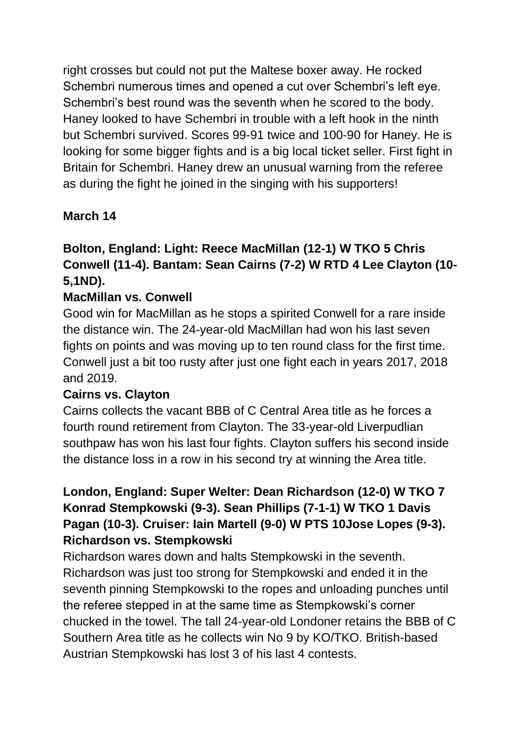right crosses but could not put the Maltese boxer away. He rocked Schembri numerous times and opened a cut over Schembri's left eye. Schembri's best round was the seventh when he scored to the body. Haney looked to have Schembri in trouble with a left hook in the ninth but Schembri survived. Scores 99-91 twice and 100-90 for Haney. He is looking for some bigger fights and is a big local ticket seller. First fight in Britain for Schembri. Haney drew an unusual warning from the referee as during the fight he joined in the singing with his supporters!

**March 14**

**Bolton, England: Light: Reece MacMillan (12-1) W TKO 5 Chris Conwell (11-4). Bantam: Sean Cairns (7-2) W RTD 4 Lee Clayton (10-5,1ND).**

**MacMillan vs. Conwell**

Good win for MacMillan as he stops a spirited Conwell for a rare inside the distance win. The 24-year-old MacMillan had won his last seven fights on points and was moving up to ten round class for the first time. Conwell just a bit too rusty after just one fight each in years 2017, 2018 and 2019.

**Cairns vs. Clayton**

Cairns collects the vacant BBB of C Central Area title as he forces a fourth round retirement from Clayton. The 33-year-old Liverpudlian southpaw has won his last four fights. Clayton suffers his second inside the distance loss in a row in his second try at winning the Area title.

**London, England: Super Welter: Dean Richardson (12-0) W TKO 7 Konrad Stempkowski (9-3). Sean Phillips (7-1-1) W TKO 1 Davis Pagan (10-3). Cruiser: Iain Martell (9-0) W PTS 10Jose Lopes (9-3).**

**Richardson vs. Stempkowski**

Richardson wares down and halts Stempkowski in the seventh. Richardson was just too strong for Stempkowski and ended it in the seventh pinning Stempkowski to the ropes and unloading punches until the referee stepped in at the same time as Stempkowski's corner chucked in the towel. The tall 24-year-old Londoner retains the BBB of C Southern Area title as he collects win No 9 by KO/TKO. British-based Austrian Stempkowski has lost 3 of his last 4 contests.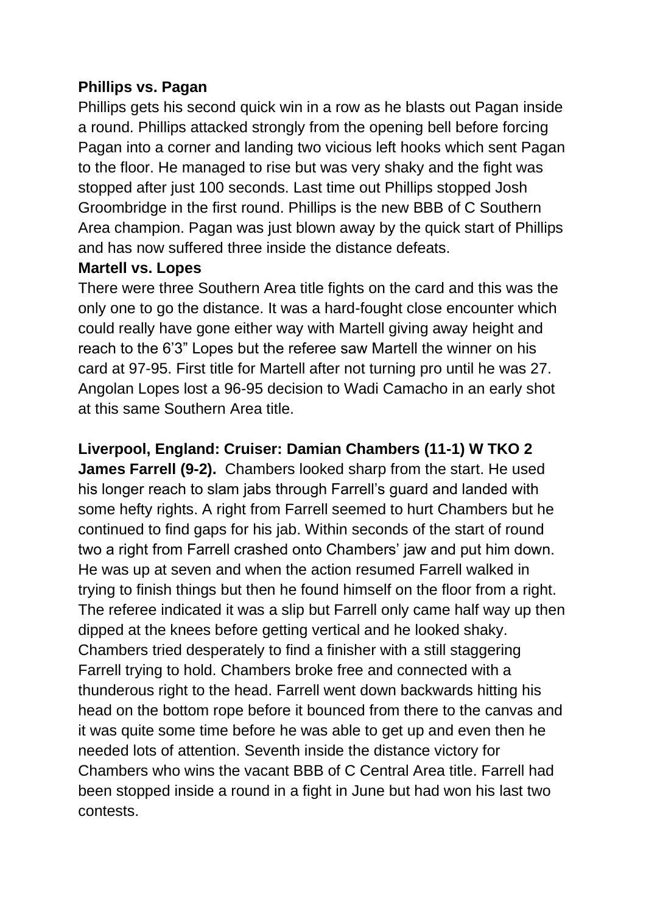**Phillips vs. Pagan**

Phillips gets his second quick win in a row as he blasts out Pagan inside a round. Phillips attacked strongly from the opening bell before forcing Pagan into a corner and landing two vicious left hooks which sent Pagan to the floor. He managed to rise but was very shaky and the fight was stopped after just 100 seconds. Last time out Phillips stopped Josh Groombridge in the first round. Phillips is the new BBB of C Southern Area champion. Pagan was just blown away by the quick start of Phillips and has now suffered three inside the distance defeats.

**Martell vs. Lopes**

There were three Southern Area title fights on the card and this was the only one to go the distance. It was a hard-fought close encounter which could really have gone either way with Martell giving away height and reach to the 6'3" Lopes but the referee saw Martell the winner on his card at 97-95. First title for Martell after not turning pro until he was 27. Angolan Lopes lost a 96-95 decision to Wadi Camacho in an early shot at this same Southern Area title.

**Liverpool, England: Cruiser: Damian Chambers (11-1) W TKO 2 James Farrell (9-2).** Chambers looked sharp from the start. He used his longer reach to slam jabs through Farrell's guard and landed with some hefty rights. A right from Farrell seemed to hurt Chambers but he continued to find gaps for his jab. Within seconds of the start of round two a right from Farrell crashed onto Chambers' jaw and put him down. He was up at seven and when the action resumed Farrell walked in trying to finish things but then he found himself on the floor from a right. The referee indicated it was a slip but Farrell only came half way up then dipped at the knees before getting vertical and he looked shaky. Chambers tried desperately to find a finisher with a still staggering Farrell trying to hold. Chambers broke free and connected with a thunderous right to the head. Farrell went down backwards hitting his head on the bottom rope before it bounced from there to the canvas and it was quite some time before he was able to get up and even then he needed lots of attention. Seventh inside the distance victory for Chambers who wins the vacant BBB of C Central Area title. Farrell had been stopped inside a round in a fight in June but had won his last two contests.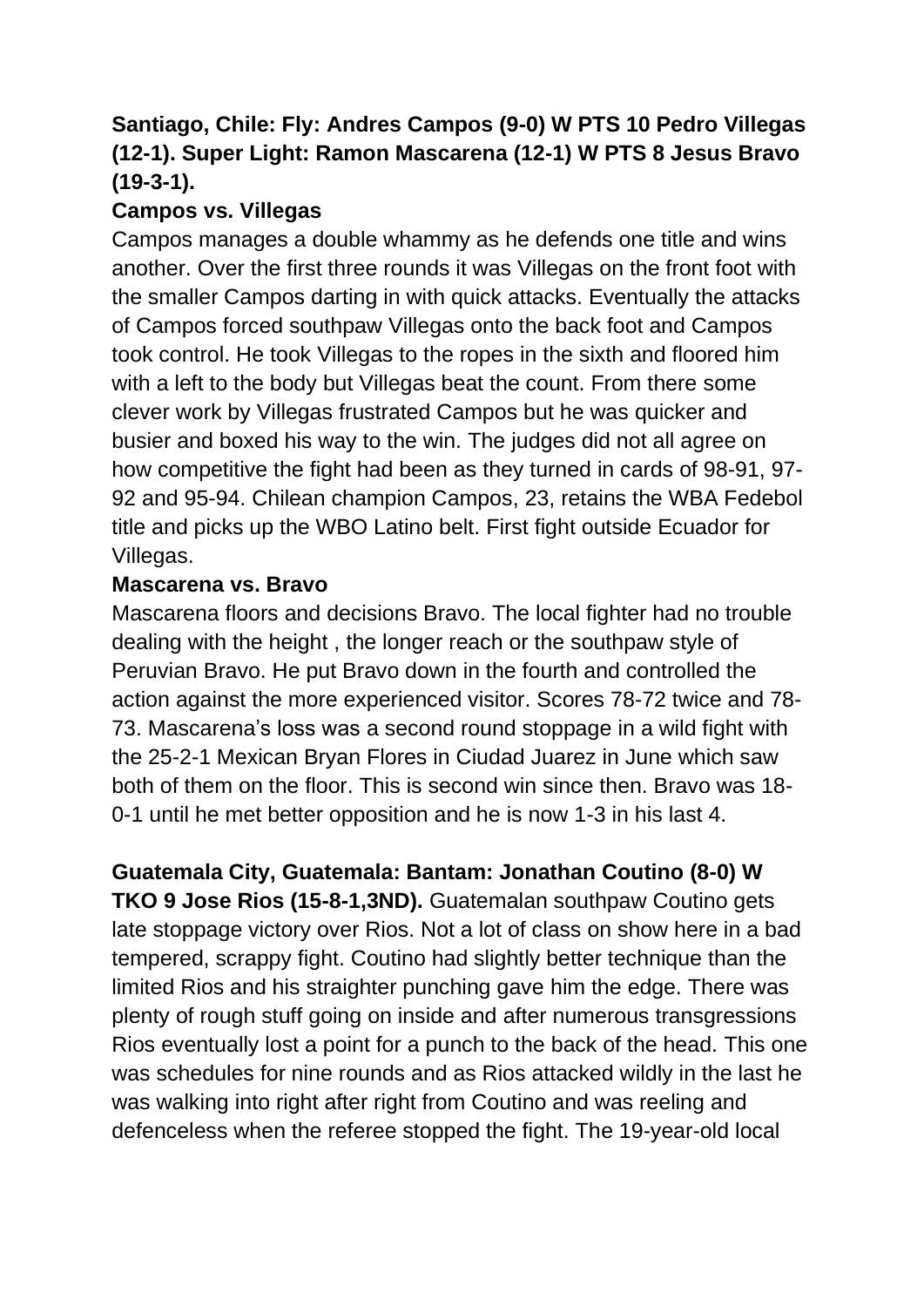**Santiago, Chile: Fly: Andres Campos (9-0) W PTS 10 Pedro Villegas (12-1). Super Light: Ramon Mascarena (12-1) W PTS 8 Jesus Bravo (19-3-1).**

**Campos vs. Villegas**

Campos manages a double whammy as he defends one title and wins another. Over the first three rounds it was Villegas on the front foot with the smaller Campos darting in with quick attacks. Eventually the attacks of Campos forced southpaw Villegas onto the back foot and Campos took control. He took Villegas to the ropes in the sixth and floored him with a left to the body but Villegas beat the count. From there some clever work by Villegas frustrated Campos but he was quicker and busier and boxed his way to the win. The judges did not all agree on how competitive the fight had been as they turned in cards of 98-91, 97-92 and 95-94. Chilean champion Campos, 23, retains the WBA Fedebol title and picks up the WBO Latino belt. First fight outside Ecuador for Villegas.

**Mascarena vs. Bravo**

Mascarena floors and decisions Bravo. The local fighter had no trouble dealing with the height , the longer reach or the southpaw style of Peruvian Bravo. He put Bravo down in the fourth and controlled the action against the more experienced visitor. Scores 78-72 twice and 78-73. Mascarena's loss was a second round stoppage in a wild fight with the 25-2-1 Mexican Bryan Flores in Ciudad Juarez in June which saw both of them on the floor. This is second win since then. Bravo was 18-0-1 until he met better opposition and he is now 1-3 in his last 4.

**Guatemala City, Guatemala: Bantam: Jonathan Coutino (8-0) W TKO 9 Jose Rios (15-8-1,3ND).** Guatemalan southpaw Coutino gets late stoppage victory over Rios. Not a lot of class on show here in a bad tempered, scrappy fight. Coutino had slightly better technique than the limited Rios and his straighter punching gave him the edge. There was plenty of rough stuff going on inside and after numerous transgressions Rios eventually lost a point for a punch to the back of the head. This one was schedules for nine rounds and as Rios attacked wildly in the last he was walking into right after right from Coutino and was reeling and defenceless when the referee stopped the fight. The 19-year-old local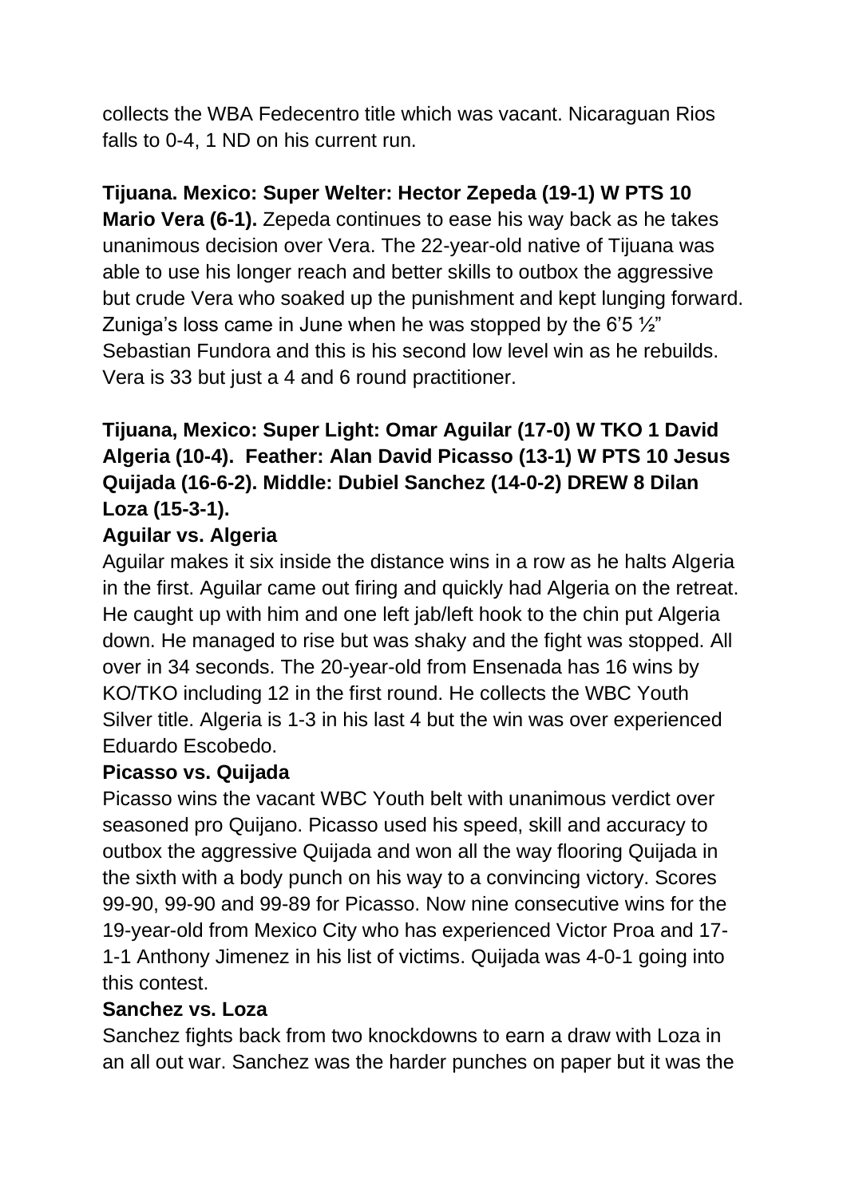collects the WBA Fedecentro title which was vacant. Nicaraguan Rios falls to 0-4, 1 ND on his current run.

**Tijuana. Mexico: Super Welter: Hector Zepeda (19-1) W PTS 10 Mario Vera (6-1).** Zepeda continues to ease his way back as he takes unanimous decision over Vera. The 22-year-old native of Tijuana was able to use his longer reach and better skills to outbox the aggressive but crude Vera who soaked up the punishment and kept lunging forward. Zuniga's loss came in June when he was stopped by the 6'5 ½" Sebastian Fundora and this is his second low level win as he rebuilds. Vera is 33 but just a 4 and 6 round practitioner.

**Tijuana, Mexico: Super Light: Omar Aguilar (17-0) W TKO 1 David Algeria (10-4). Feather: Alan David Picasso (13-1) W PTS 10 Jesus Quijada (16-6-2). Middle: Dubiel Sanchez (14-0-2) DREW 8 Dilan Loza (15-3-1).**

**Aguilar vs. Algeria**

Aguilar makes it six inside the distance wins in a row as he halts Algeria in the first. Aguilar came out firing and quickly had Algeria on the retreat. He caught up with him and one left jab/left hook to the chin put Algeria down. He managed to rise but was shaky and the fight was stopped. All over in 34 seconds. The 20-year-old from Ensenada has 16 wins by KO/TKO including 12 in the first round. He collects the WBC Youth Silver title. Algeria is 1-3 in his last 4 but the win was over experienced Eduardo Escobedo.

**Picasso vs. Quijada**

Picasso wins the vacant WBC Youth belt with unanimous verdict over seasoned pro Quijano. Picasso used his speed, skill and accuracy to outbox the aggressive Quijada and won all the way flooring Quijada in the sixth with a body punch on his way to a convincing victory. Scores 99-90, 99-90 and 99-89 for Picasso. Now nine consecutive wins for the 19-year-old from Mexico City who has experienced Victor Proa and 17-1-1 Anthony Jimenez in his list of victims. Quijada was 4-0-1 going into this contest.

**Sanchez vs. Loza**

Sanchez fights back from two knockdowns to earn a draw with Loza in an all out war. Sanchez was the harder punches on paper but it was the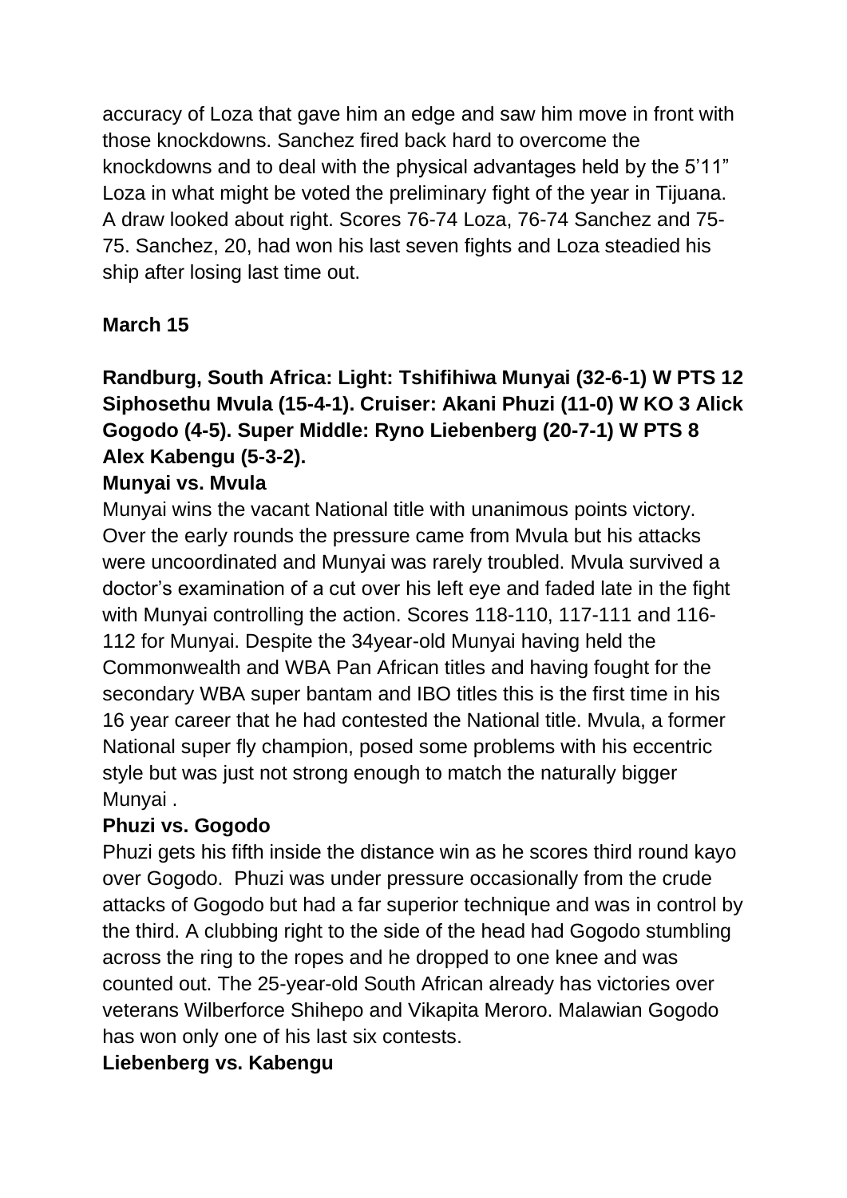accuracy of Loza that gave him an edge and saw him move in front with those knockdowns. Sanchez fired back hard to overcome the knockdowns and to deal with the physical advantages held by the 5'11" Loza in what might be voted the preliminary fight of the year in Tijuana. A draw looked about right. Scores 76-74 Loza, 76-74 Sanchez and 75-75. Sanchez, 20, had won his last seven fights and Loza steadied his ship after losing last time out.

**March 15**

**Randburg, South Africa: Light: Tshifihiwa Munyai (32-6-1) W PTS 12 Siphosethu Mvula (15-4-1). Cruiser: Akani Phuzi (11-0) W KO 3 Alick Gogodo (4-5). Super Middle: Ryno Liebenberg (20-7-1) W PTS 8 Alex Kabengu (5-3-2).**

**Munyai vs. Mvula**

Munyai wins the vacant National title with unanimous points victory. Over the early rounds the pressure came from Mvula but his attacks were uncoordinated and Munyai was rarely troubled. Mvula survived a doctor's examination of a cut over his left eye and faded late in the fight with Munyai controlling the action. Scores 118-110, 117-111 and 116-112 for Munyai. Despite the 34year-old Munyai having held the Commonwealth and WBA Pan African titles and having fought for the secondary WBA super bantam and IBO titles this is the first time in his 16 year career that he had contested the National title. Mvula, a former National super fly champion, posed some problems with his eccentric style but was just not strong enough to match the naturally bigger Munyai .

**Phuzi vs. Gogodo**

Phuzi gets his fifth inside the distance win as he scores third round kayo over Gogodo. Phuzi was under pressure occasionally from the crude attacks of Gogodo but had a far superior technique and was in control by the third. A clubbing right to the side of the head had Gogodo stumbling across the ring to the ropes and he dropped to one knee and was counted out. The 25-year-old South African already has victories over veterans Wilberforce Shihepo and Vikapita Meroro. Malawian Gogodo has won only one of his last six contests.

**Liebenberg vs. Kabengu**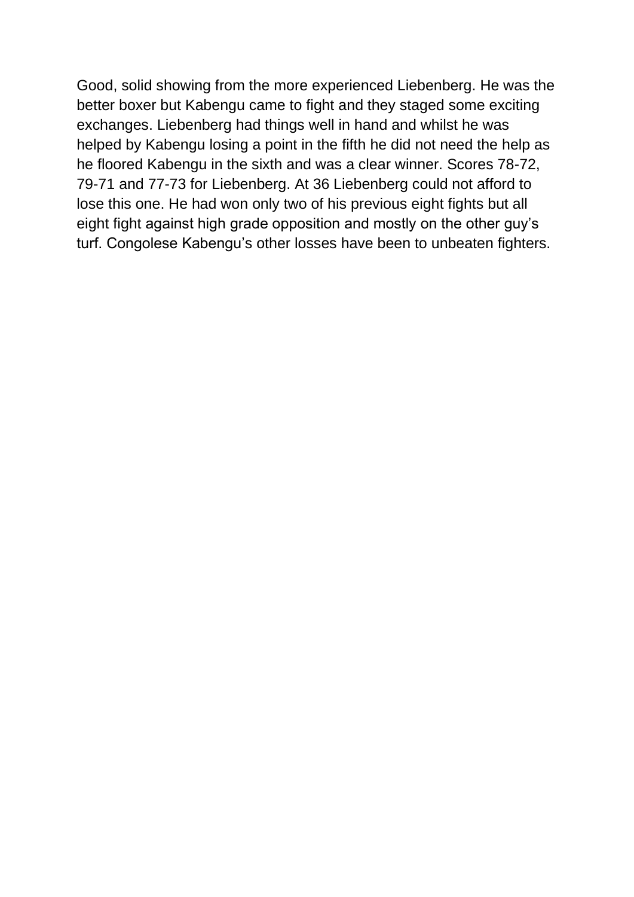Good, solid showing from the more experienced Liebenberg. He was the better boxer but Kabengu came to fight and they staged some exciting exchanges. Liebenberg had things well in hand and whilst he was helped by Kabengu losing a point in the fifth he did not need the help as he floored Kabengu in the sixth and was a clear winner. Scores 78-72, 79-71 and 77-73 for Liebenberg. At 36 Liebenberg could not afford to lose this one. He had won only two of his previous eight fights but all eight fight against high grade opposition and mostly on the other guy's turf. Congolese Kabengu's other losses have been to unbeaten fighters.